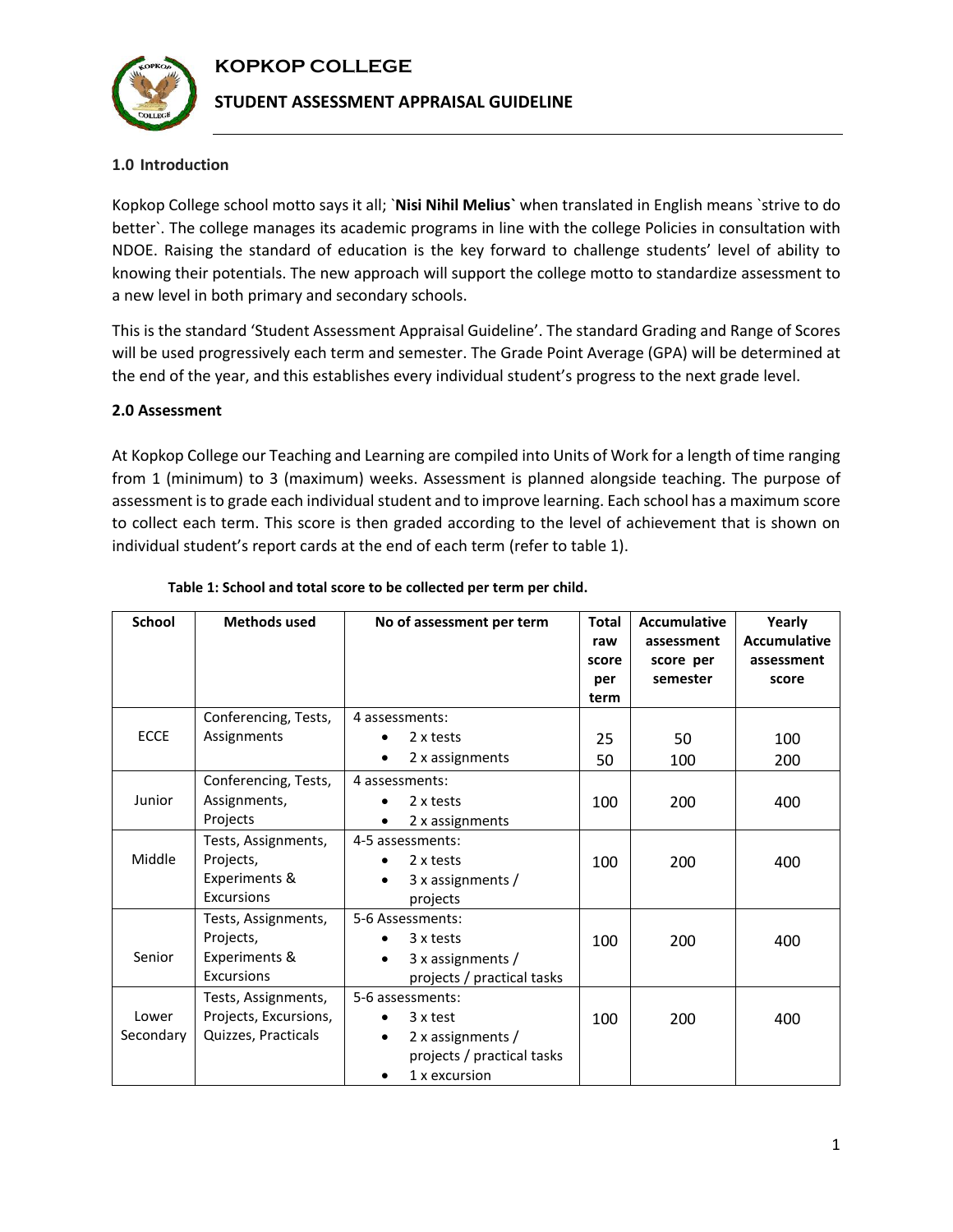# KOPKOP COLLEGE

## STUDENT ASSESSMENT APPRAISAL GUIDELINE

### 1.0 Introduction

Kopkop College school motto says it all; `**Nisi Nihil Melius**` when translated in English means `strive to do better`. The college manages its academic programs in line with the college Policies in consultation with NDOE. Raising the standard of education is the key forward to challenge students' level of ability to knowing their potentials. The new approach will support the college motto to standardize assessment to a new level in both primary and secondary schools.

This is the standard 'Student Assessment Appraisal Guideline'. The standard Grading and Range of Scores will be used progressively each term and semester. The Grade Point Average (GPA) will be determined at the end of the year, and this establishes every individual student's progress to the next grade level.

### 2.0 Assessment

At Kopkop College our Teaching and Learning are compiled into Units of Work for a length of time ranging from 1 (minimum) to 3 (maximum) weeks. Assessment is planned alongside teaching. The purpose of assessment is to grade each individual student and to improve learning. Each school has a maximum score to collect each term. This score is then graded according to the level of achievement that is shown on individual student's report cards at the end of each term (refer to table 1).

**Table 1: School and total score to be collected per term per child.**

| School | Methods used | No of assessment per term | Total raw score per term | Accumulative assessment score per semester | Yearly Accumulative assessment score |
|---|---|---|---|---|---|
| ECCE | Conferencing, Tests, Assignments | 4 assessments:<br>• 2 x tests<br>• 2 x assignments | 25<br>50 | 50<br>100 | 100<br>200 |
| Junior | Conferencing, Tests, Assignments, Projects | 4 assessments:<br>• 2 x tests<br>• 2 x assignments | 100 | 200 | 400 |
| Middle | Tests, Assignments, Projects, Experiments & Excursions | 4-5 assessments:<br>• 2 x tests<br>• 3 x assignments / projects | 100 | 200 | 400 |
| Senior | Tests, Assignments, Projects, Experiments & Excursions | 5-6 Assessments:<br>• 3 x tests<br>• 3 x assignments / projects / practical tasks | 100 | 200 | 400 |
| Lower Secondary | Tests, Assignments, Projects, Excursions, Quizzes, Practicals | 5-6 assessments:<br>• 3 x test<br>• 2 x assignments / projects / practical tasks<br>• 1 x excursion | 100 | 200 | 400 |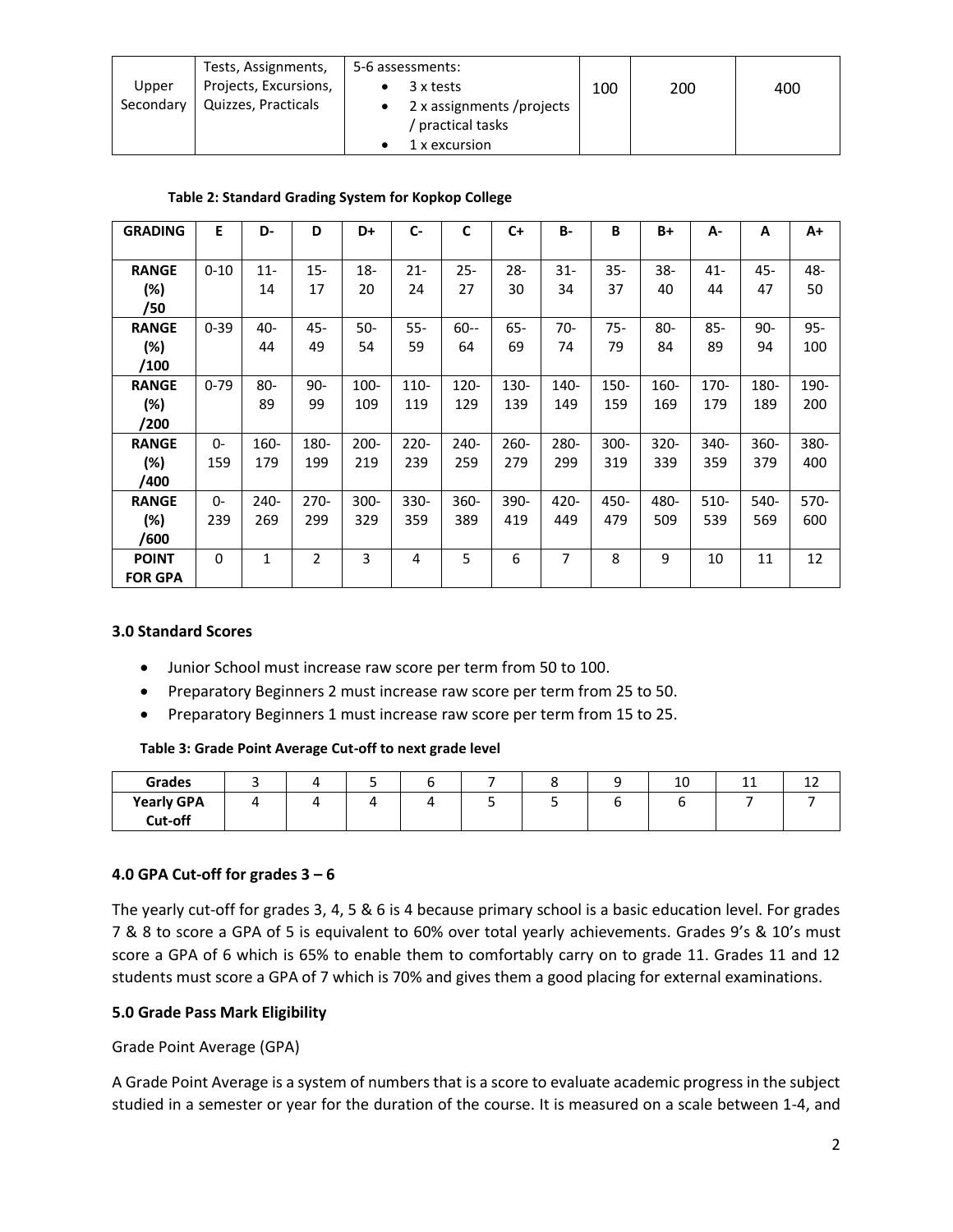| Upper Secondary | Tests, Assignments, Projects, Excursions, Quizzes, Practicals | 5-6 assessments:<br>• 3 x tests<br>• 2 x assignments /projects / practical tasks<br>• 1 x excursion | 100 | 200 | 400 |
|---|---|---|---|---|---|

**Table 2: Standard Grading System for Kopkop College**

| GRADING | E | D- | D | D+ | C- | C | C+ | B- | B | B+ | A- | A | A+ |
|---|---|---|---|---|---|---|---|---|---|---|---|---|---|
| RANGE (%) /50 | 0-10 | 11-14 | 15-17 | 18-20 | 21-24 | 25-27 | 28-30 | 31-34 | 35-37 | 38-40 | 41-44 | 45-47 | 48-50 |
| RANGE (%) /100 | 0-39 | 40-44 | 45-49 | 50-54 | 55-59 | 60--64 | 65-69 | 70-74 | 75-79 | 80-84 | 85-89 | 90-94 | 95-100 |
| RANGE (%) /200 | 0-79 | 80-89 | 90-99 | 100-109 | 110-119 | 120-129 | 130-139 | 140-149 | 150-159 | 160-169 | 170-179 | 180-189 | 190-200 |
| RANGE (%) /400 | 0-159 | 160-179 | 180-199 | 200-219 | 220-239 | 240-259 | 260-279 | 280-299 | 300-319 | 320-339 | 340-359 | 360-379 | 380-400 |
| RANGE (%) /600 | 0-239 | 240-269 | 270-299 | 300-329 | 330-359 | 360-389 | 390-419 | 420-449 | 450-479 | 480-509 | 510-539 | 540-569 | 570-600 |
| POINT FOR GPA | 0 | 1 | 2 | 3 | 4 | 5 | 6 | 7 | 8 | 9 | 10 | 11 | 12 |

### 3.0 Standard Scores

- Junior School must increase raw score per term from 50 to 100.
- Preparatory Beginners 2 must increase raw score per term from 25 to 50.
- Preparatory Beginners 1 must increase raw score per term from 15 to 25.

**Table 3: Grade Point Average Cut-off to next grade level**

| Grades | 3 | 4 | 5 | 6 | 7 | 8 | 9 | 10 | 11 | 12 |
|---|---|---|---|---|---|---|---|---|---|---|
| Yearly GPA Cut-off | 4 | 4 | 4 | 4 | 5 | 5 | 6 | 6 | 7 | 7 |

### 4.0 GPA Cut-off for grades 3 – 6

The yearly cut-off for grades 3, 4, 5 & 6 is 4 because primary school is a basic education level. For grades 7 & 8 to score a GPA of 5 is equivalent to 60% over total yearly achievements. Grades 9's & 10's must score a GPA of 6 which is 65% to enable them to comfortably carry on to grade 11. Grades 11 and 12 students must score a GPA of 7 which is 70% and gives them a good placing for external examinations.

### 5.0 Grade Pass Mark Eligibility

Grade Point Average (GPA)

A Grade Point Average is a system of numbers that is a score to evaluate academic progress in the subject studied in a semester or year for the duration of the course. It is measured on a scale between 1-4, and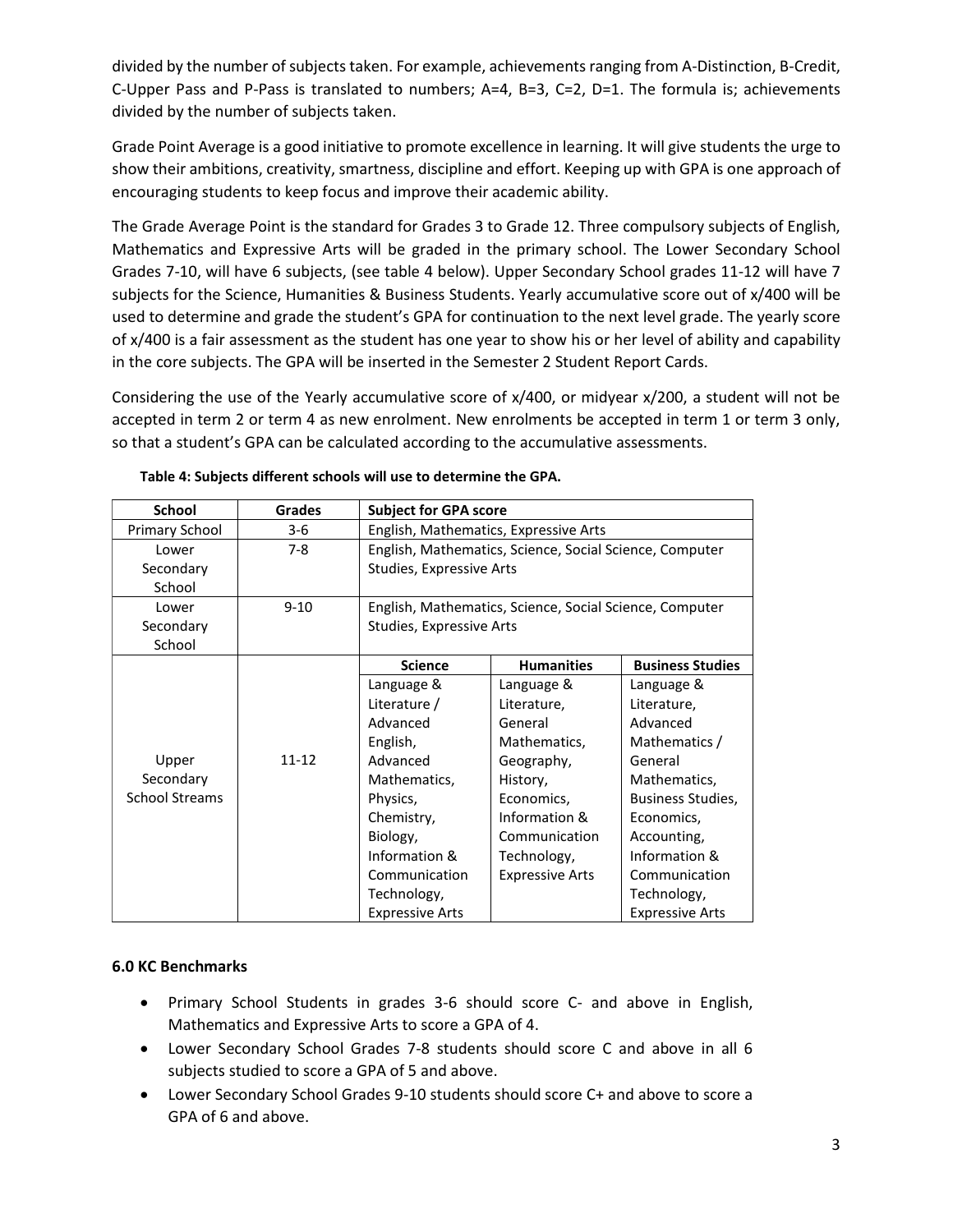divided by the number of subjects taken. For example, achievements ranging from A-Distinction, B-Credit, C-Upper Pass and P-Pass is translated to numbers; A=4, B=3, C=2, D=1. The formula is; achievements divided by the number of subjects taken.

Grade Point Average is a good initiative to promote excellence in learning. It will give students the urge to show their ambitions, creativity, smartness, discipline and effort. Keeping up with GPA is one approach of encouraging students to keep focus and improve their academic ability.

The Grade Average Point is the standard for Grades 3 to Grade 12. Three compulsory subjects of English, Mathematics and Expressive Arts will be graded in the primary school. The Lower Secondary School Grades 7-10, will have 6 subjects, (see table 4 below). Upper Secondary School grades 11-12 will have 7 subjects for the Science, Humanities & Business Students. Yearly accumulative score out of x/400 will be used to determine and grade the student's GPA for continuation to the next level grade. The yearly score of x/400 is a fair assessment as the student has one year to show his or her level of ability and capability in the core subjects. The GPA will be inserted in the Semester 2 Student Report Cards.

Considering the use of the Yearly accumulative score of x/400, or midyear x/200, a student will not be accepted in term 2 or term 4 as new enrolment. New enrolments be accepted in term 1 or term 3 only, so that a student's GPA can be calculated according to the accumulative assessments.

**Table 4: Subjects different schools will use to determine the GPA.**

| School | Grades | Subject for GPA score | | |
|---|---|---|---|---|
| Primary School | 3-6 | English, Mathematics, Expressive Arts | | |
| Lower Secondary School | 7-8 | English, Mathematics, Science, Social Science, Computer Studies, Expressive Arts | | |
| Lower Secondary School | 9-10 | English, Mathematics, Science, Social Science, Computer Studies, Expressive Arts | | |
| | | **Science** | **Humanities** | **Business Studies** |
| Upper Secondary School Streams | 11-12 | Language & Literature / Advanced English, Advanced Mathematics, Physics, Chemistry, Biology, Information & Communication Technology, Expressive Arts | Language & Literature, General Mathematics, Geography, History, Economics, Information & Communication Technology, Expressive Arts | Language & Literature, Advanced Mathematics / General Mathematics, Business Studies, Economics, Accounting, Information & Communication Technology, Expressive Arts |

**6.0 KC Benchmarks**

- Primary School Students in grades 3-6 should score C- and above in English, Mathematics and Expressive Arts to score a GPA of 4.
- Lower Secondary School Grades 7-8 students should score C and above in all 6 subjects studied to score a GPA of 5 and above.
- Lower Secondary School Grades 9-10 students should score C+ and above to score a GPA of 6 and above.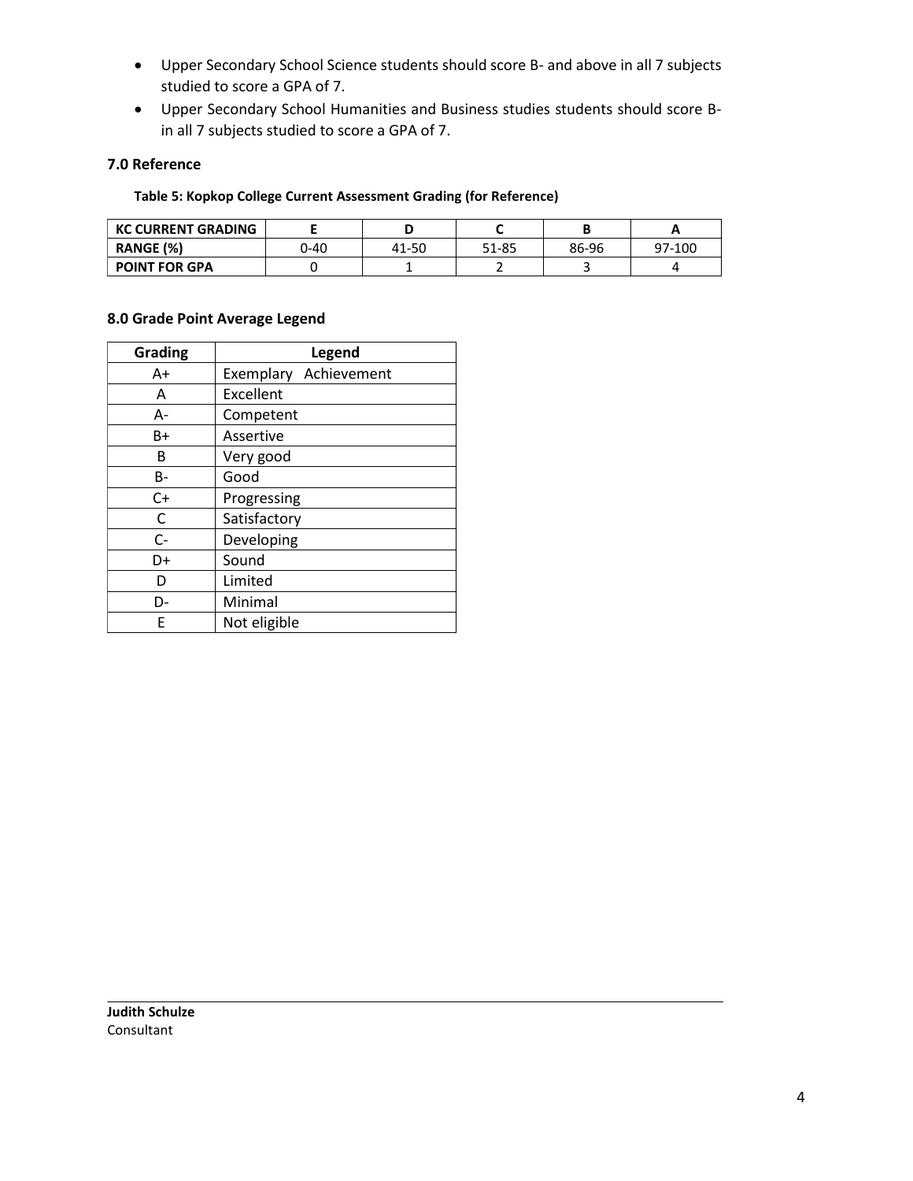- Upper Secondary School Science students should score B- and above in all 7 subjects studied to score a GPA of 7.
- Upper Secondary School Humanities and Business studies students should score B- in all 7 subjects studied to score a GPA of 7.

## 7.0 Reference

**Table 5: Kopkop College Current Assessment Grading (for Reference)**

| KC CURRENT GRADING | E | D | C | B | A |
|---|---|---|---|---|---|
| RANGE (%) | 0-40 | 41-50 | 51-85 | 86-96 | 97-100 |
| POINT FOR GPA | 0 | 1 | 2 | 3 | 4 |

## 8.0 Grade Point Average Legend

| Grading | Legend |
|---|---|
| A+ | Exemplary Achievement |
| A | Excellent |
| A- | Competent |
| B+ | Assertive |
| B | Very good |
| B- | Good |
| C+ | Progressing |
| C | Satisfactory |
| C- | Developing |
| D+ | Sound |
| D | Limited |
| D- | Minimal |
| E | Not eligible |

**Judith Schulze**
Consultant